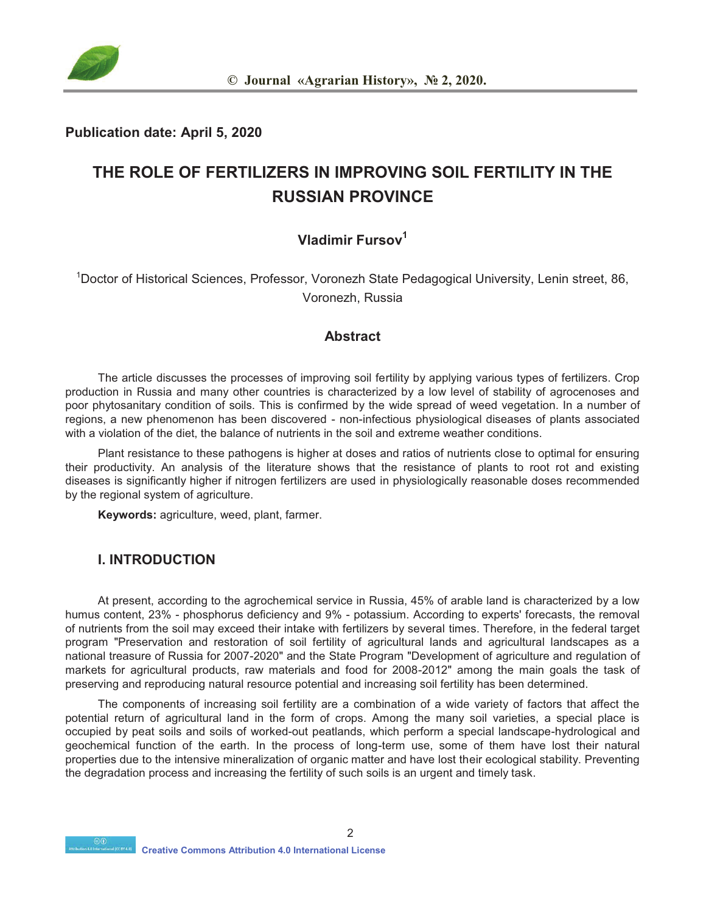**Publication date: April 5, 2020**

# THE ROLE OF FERTILIZERS IN IMPROVING SOIL FERTILITY IN THE RUSSIAN PROVINCE

**Vladimir Fursov[1]**

[1]Doctor of Historical Sciences, Professor, Voronezh State Pedagogical University, Lenin street, 86, Voronezh, Russia

## Abstract

The article discusses the processes of improving soil fertility by applying various types of fertilizers. Crop production in Russia and many other countries is characterized by a low level of stability of agrocenoses and poor phytosanitary condition of soils. This is confirmed by the wide spread of weed vegetation. In a number of regions, a new phenomenon has been discovered - non-infectious physiological diseases of plants associated with a violation of the diet, the balance of nutrients in the soil and extreme weather conditions.

Plant resistance to these pathogens is higher at doses and ratios of nutrients close to optimal for ensuring their productivity. An analysis of the literature shows that the resistance of plants to root rot and existing diseases is significantly higher if nitrogen fertilizers are used in physiologically reasonable doses recommended by the regional system of agriculture.

**Keywords:** agriculture, weed, plant, farmer.

## I. INTRODUCTION

At present, according to the agrochemical service in Russia, 45% of arable land is characterized by a low humus content, 23% - phosphorus deficiency and 9% - potassium. According to experts' forecasts, the removal of nutrients from the soil may exceed their intake with fertilizers by several times. Therefore, in the federal target program "Preservation and restoration of soil fertility of agricultural lands and agricultural landscapes as a national treasure of Russia for 2007-2020" and the State Program "Development of agriculture and regulation of markets for agricultural products, raw materials and food for 2008-2012" among the main goals the task of preserving and reproducing natural resource potential and increasing soil fertility has been determined.

The components of increasing soil fertility are a combination of a wide variety of factors that affect the potential return of agricultural land in the form of crops. Among the many soil varieties, a special place is occupied by peat soils and soils of worked-out peatlands, which perform a special landscape-hydrological and geochemical function of the earth. In the process of long-term use, some of them have lost their natural properties due to the intensive mineralization of organic matter and have lost their ecological stability. Preventing the degradation process and increasing the fertility of such soils is an urgent and timely task.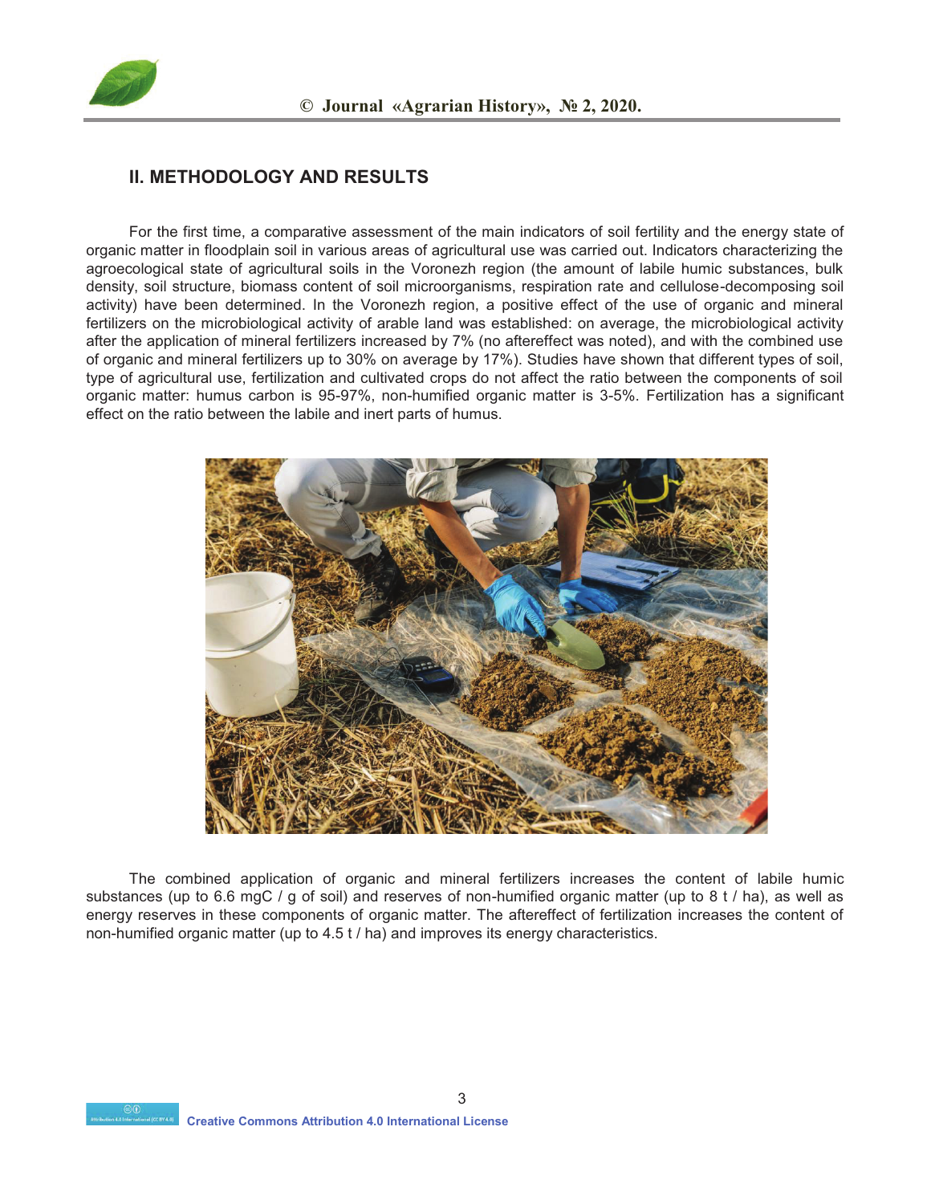## II. METHODOLOGY AND RESULTS

For the first time, a comparative assessment of the main indicators of soil fertility and the energy state of organic matter in floodplain soil in various areas of agricultural use was carried out. Indicators characterizing the agroecological state of agricultural soils in the Voronezh region (the amount of labile humic substances, bulk density, soil structure, biomass content of soil microorganisms, respiration rate and cellulose-decomposing soil activity) have been determined. In the Voronezh region, a positive effect of the use of organic and mineral fertilizers on the microbiological activity of arable land was established: on average, the microbiological activity after the application of mineral fertilizers increased by 7% (no aftereffect was noted), and with the combined use of organic and mineral fertilizers up to 30% on average by 17%). Studies have shown that different types of soil, type of agricultural use, fertilization and cultivated crops do not affect the ratio between the components of soil organic matter: humus carbon is 95-97%, non-humified organic matter is 3-5%. Fertilization has a significant effect on the ratio between the labile and inert parts of humus.

The combined application of organic and mineral fertilizers increases the content of labile humic substances (up to 6.6 mgC / g of soil) and reserves of non-humified organic matter (up to 8 t / ha), as well as energy reserves in these components of organic matter. The aftereffect of fertilization increases the content of non-humified organic matter (up to 4.5 t / ha) and improves its energy characteristics.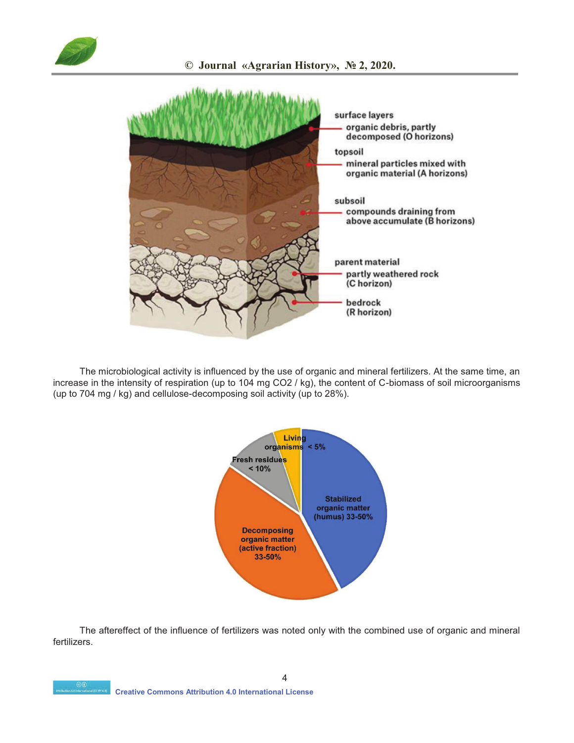The microbiological activity is influenced by the use of organic and mineral fertilizers. At the same time, an increase in the intensity of respiration (up to 104 mg $CO_2$ / kg), the content of C-biomass of soil microorganisms (up to 704 mg / kg) and cellulose-decomposing soil activity (up to 28%).

The aftereffect of the influence of fertilizers was noted only with the combined use of organic and mineral fertilizers.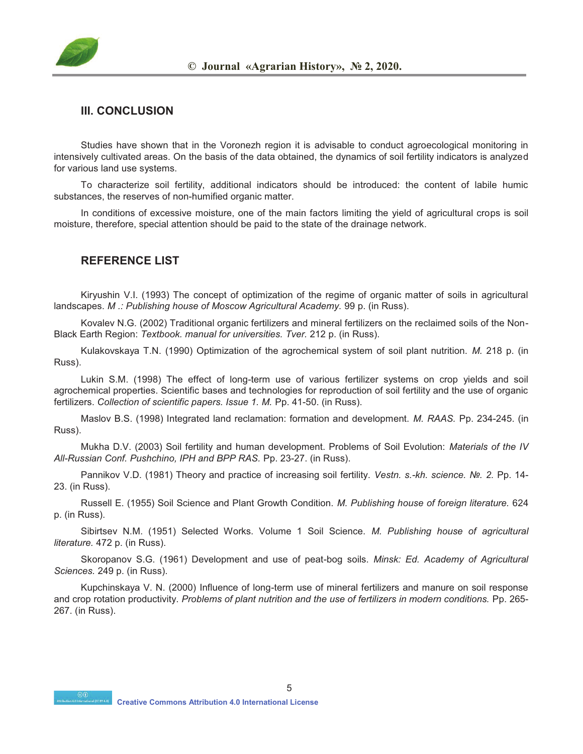## III. CONCLUSION

Studies have shown that in the Voronezh region it is advisable to conduct agroecological monitoring in intensively cultivated areas. On the basis of the data obtained, the dynamics of soil fertility indicators is analyzed for various land use systems.

To characterize soil fertility, additional indicators should be introduced: the content of labile humic substances, the reserves of non-humified organic matter.

In conditions of excessive moisture, one of the main factors limiting the yield of agricultural crops is soil moisture, therefore, special attention should be paid to the state of the drainage network.

## REFERENCE LIST

Kiryushin V.I. (1993) The concept of optimization of the regime of organic matter of soils in agricultural landscapes. *M .: Publishing house of Moscow Agricultural Academy.* 99 p. (in Russ).

Kovalev N.G. (2002) Traditional organic fertilizers and mineral fertilizers on the reclaimed soils of the Non-Black Earth Region: *Textbook. manual for universities. Tver.* 212 p. (in Russ).

Kulakovskaya T.N. (1990) Optimization of the agrochemical system of soil plant nutrition. *M.* 218 p. (in Russ).

Lukin S.M. (1998) The effect of long-term use of various fertilizer systems on crop yields and soil agrochemical properties. Scientific bases and technologies for reproduction of soil fertility and the use of organic fertilizers. *Collection of scientific papers. Issue 1. M.* Pp. 41-50. (in Russ).

Maslov B.S. (1998) Integrated land reclamation: formation and development. *M. RAAS.* Pp. 234-245. (in Russ).

Mukha D.V. (2003) Soil fertility and human development. Problems of Soil Evolution: *Materials of the IV All-Russian Conf. Pushchino, IPH and BPP RAS.* Pp. 23-27. (in Russ).

Pannikov V.D. (1981) Theory and practice of increasing soil fertility. *Vestn. s.-kh. science. №. 2.* Pp. 14-23. (in Russ).

Russell E. (1955) Soil Science and Plant Growth Condition. *M. Publishing house of foreign literature.* 624 p. (in Russ).

Sibirtsev N.M. (1951) Selected Works. Volume 1 Soil Science. *M. Publishing house of agricultural literature.* 472 p. (in Russ).

Skoropanov S.G. (1961) Development and use of peat-bog soils. *Minsk: Ed. Academy of Agricultural Sciences.* 249 p. (in Russ).

Kupchinskaya V. N. (2000) Influence of long-term use of mineral fertilizers and manure on soil response and crop rotation productivity. *Problems of plant nutrition and the use of fertilizers in modern conditions.* Pp. 265-267. (in Russ).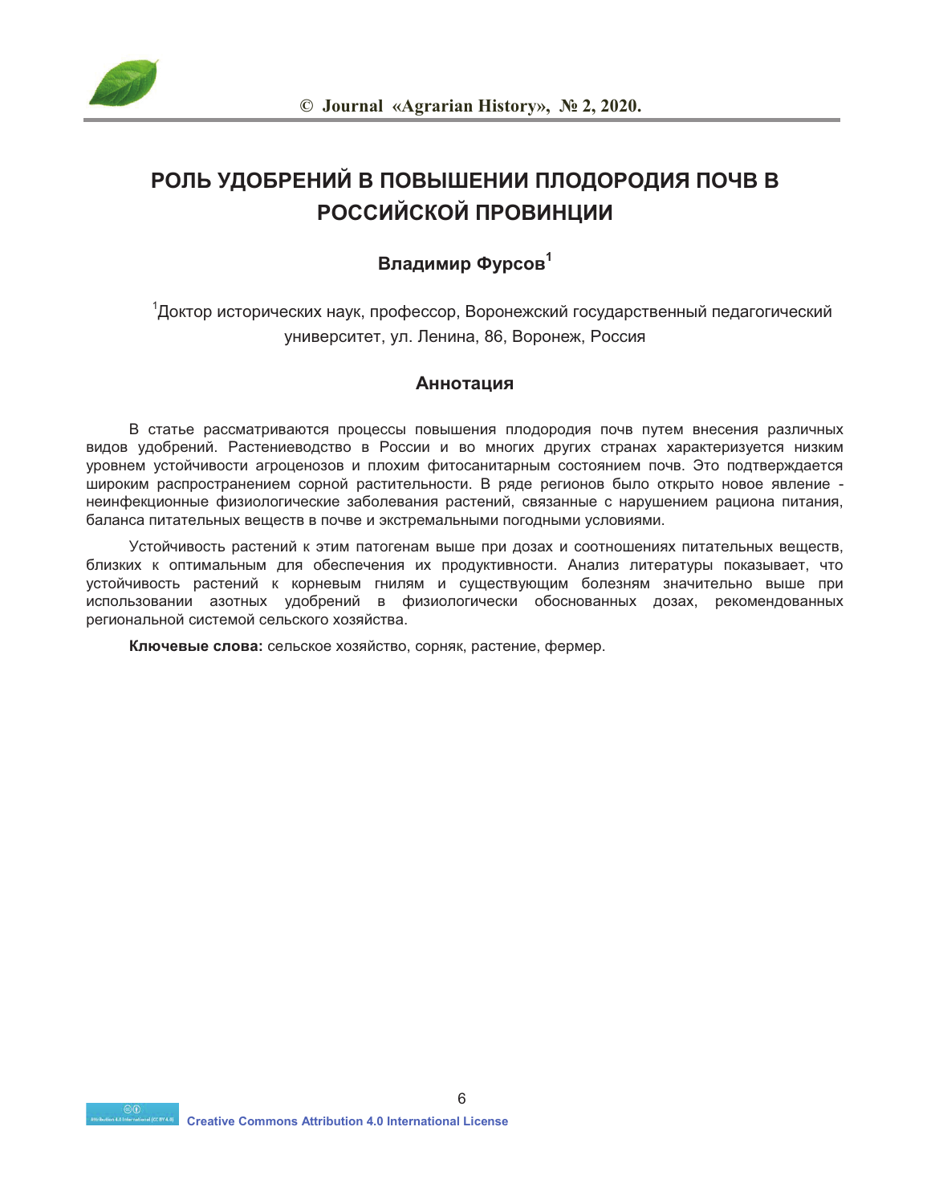# РОЛЬ УДОБРЕНИЙ В ПОВЫШЕНИИ ПЛОДОРОДИЯ ПОЧВ В РОССИЙСКОЙ ПРОВИНЦИИ

**Владимир Фурсов[1]**

[1]Доктор исторических наук, профессор, Воронежский государственный педагогический университет, ул. Ленина, 86, Воронеж, Россия

## Аннотация

В статье рассматриваются процессы повышения плодородия почв путем внесения различных видов удобрений. Растениеводство в России и во многих других странах характеризуется низким уровнем устойчивости агроценозов и плохим фитосанитарным состоянием почв. Это подтверждается широким распространением сорной растительности. В ряде регионов было открыто новое явление - неинфекционные физиологические заболевания растений, связанные с нарушением рациона питания, баланса питательных веществ в почве и экстремальными погодными условиями.

Устойчивость растений к этим патогенам выше при дозах и соотношениях питательных веществ, близких к оптимальным для обеспечения их продуктивности. Анализ литературы показывает, что устойчивость растений к корневым гнилям и существующим болезням значительно выше при использовании азотных удобрений в физиологически обоснованных дозах, рекомендованных региональной системой сельского хозяйства.

**Ключевые слова:** сельское хозяйство, сорняк, растение, фермер.